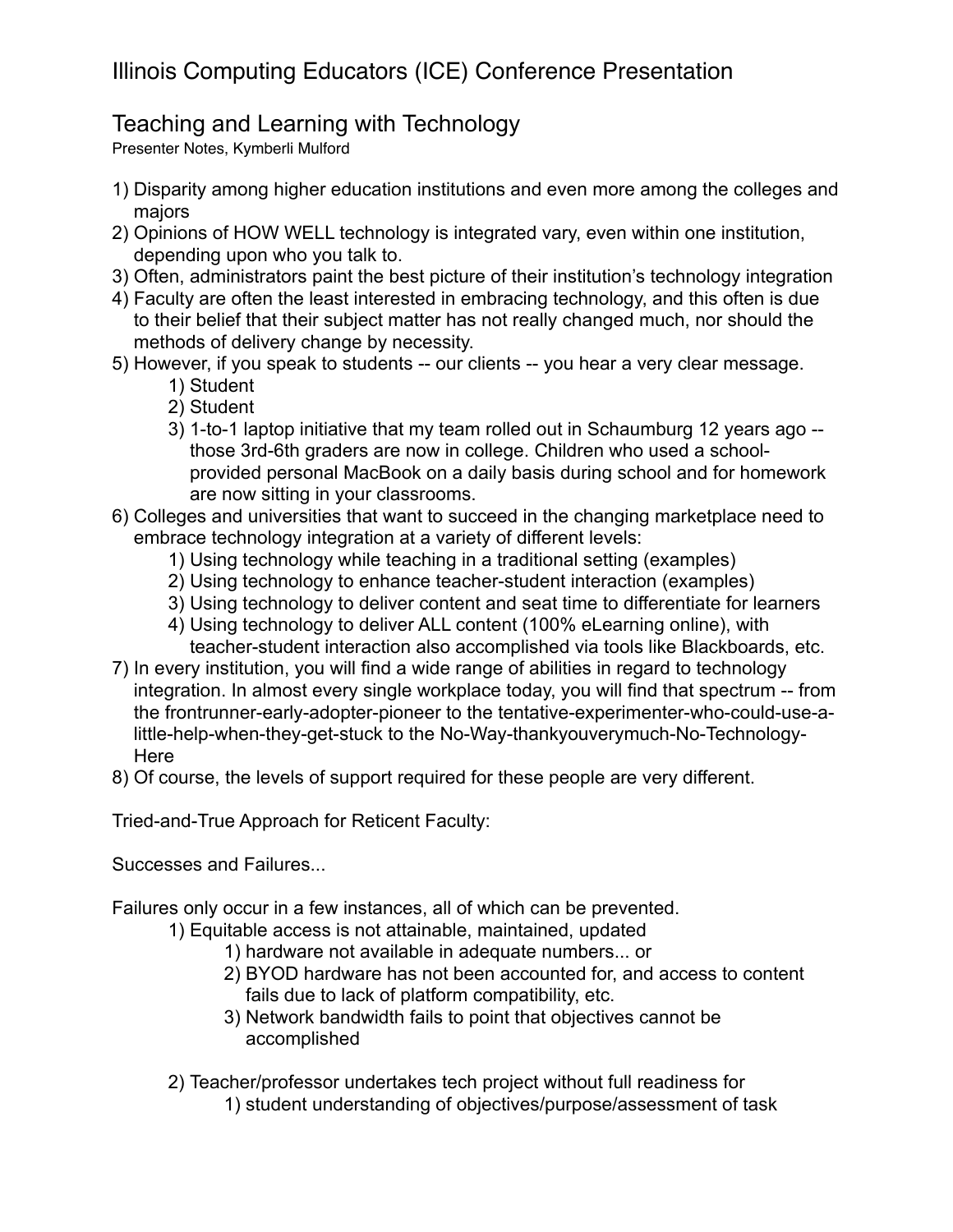# Illinois Computing Educators (ICE) Conference Presentation

## Teaching and Learning with Technology

Presenter Notes, Kymberli Mulford

1) Disparity among higher education institutions and even more among the colleges and majors
2) Opinions of HOW WELL technology is integrated vary, even within one institution, depending upon who you talk to.
3) Often, administrators paint the best picture of their institution's technology integration
4) Faculty are often the least interested in embracing technology, and this often is due to their belief that their subject matter has not really changed much, nor should the methods of delivery change by necessity.
5) However, if you speak to students -- our clients -- you hear a very clear message.
    1) Student
    2) Student
    3) 1-to-1 laptop initiative that my team rolled out in Schaumburg 12 years ago -- those 3rd-6th graders are now in college. Children who used a school-provided personal MacBook on a daily basis during school and for homework are now sitting in your classrooms.
6) Colleges and universities that want to succeed in the changing marketplace need to embrace technology integration at a variety of different levels:
    1) Using technology while teaching in a traditional setting (examples)
    2) Using technology to enhance teacher-student interaction (examples)
    3) Using technology to deliver content and seat time to differentiate for learners
    4) Using technology to deliver ALL content (100% eLearning online), with teacher-student interaction also accomplished via tools like Blackboards, etc.
7) In every institution, you will find a wide range of abilities in regard to technology integration. In almost every single workplace today, you will find that spectrum -- from the frontrunner-early-adopter-pioneer to the tentative-experimenter-who-could-use-a-little-help-when-they-get-stuck to the No-Way-thankyouverymuch-No-Technology-Here
8) Of course, the levels of support required for these people are very different.

Tried-and-True Approach for Reticent Faculty:

Successes and Failures...

Failures only occur in a few instances, all of which can be prevented.

1) Equitable access is not attainable, maintained, updated
    1) hardware not available in adequate numbers... or
    2) BYOD hardware has not been accounted for, and access to content fails due to lack of platform compatibility, etc.
    3) Network bandwidth fails to point that objectives cannot be accomplished

2) Teacher/professor undertakes tech project without full readiness for
    1) student understanding of objectives/purpose/assessment of task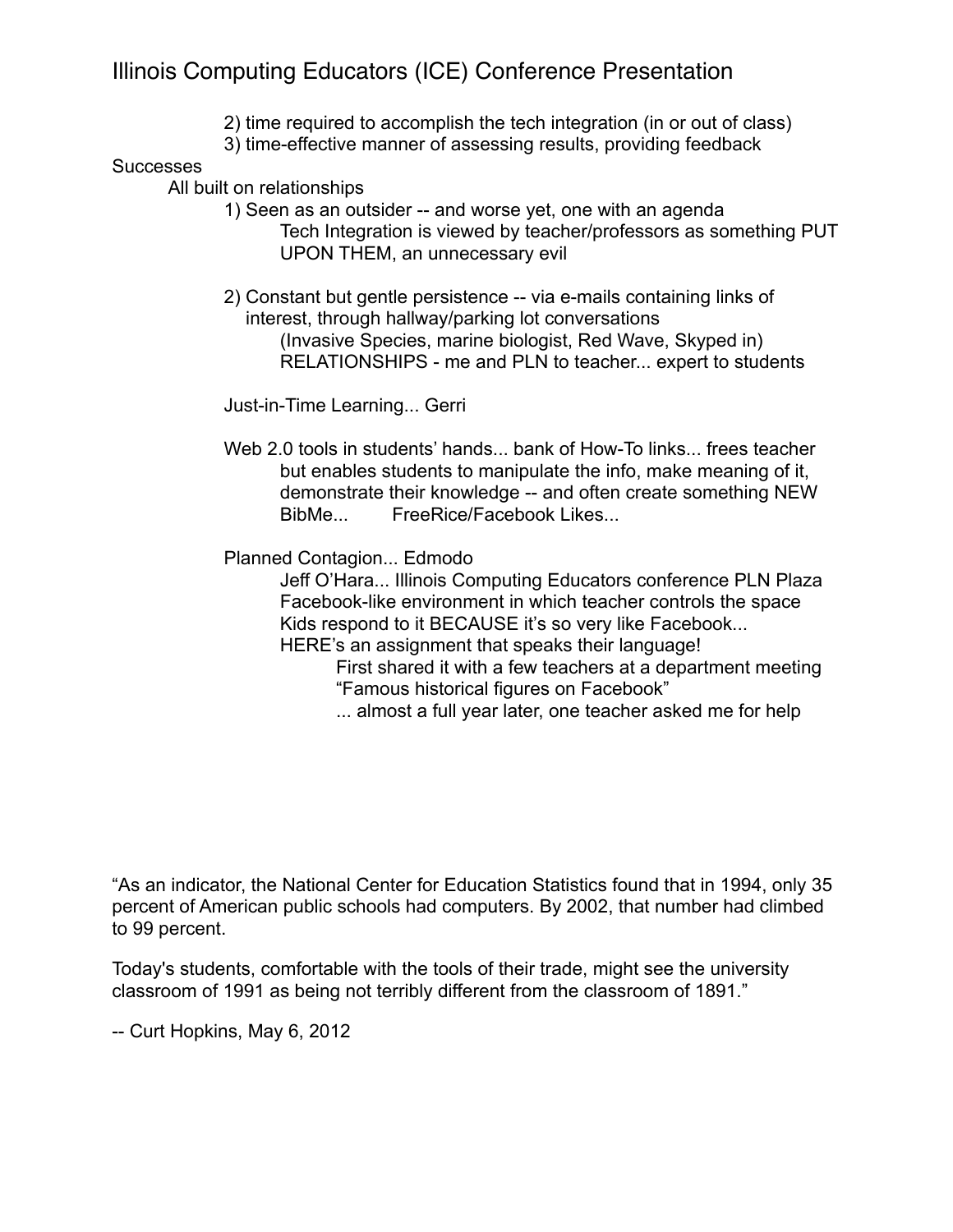2) time required to accomplish the tech integration (in or out of class)
3) time-effective manner of assessing results, providing feedback

Successes

All built on relationships

1) Seen as an outsider -- and worse yet, one with an agenda
    Tech Integration is viewed by teacher/professors as something PUT UPON THEM, an unnecessary evil

2) Constant but gentle persistence -- via e-mails containing links of interest, through hallway/parking lot conversations
    (Invasive Species, marine biologist, Red Wave, Skyped in)
    RELATIONSHIPS - me and PLN to teacher... expert to students

Just-in-Time Learning... Gerri

Web 2.0 tools in students' hands... bank of How-To links... frees teacher
    but enables students to manipulate the info, make meaning of it, demonstrate their knowledge -- and often create something NEW
    BibMe...        FreeRice/Facebook Likes...

Planned Contagion... Edmodo
    Jeff O'Hara... Illinois Computing Educators conference PLN Plaza
    Facebook-like environment in which teacher controls the space
    Kids respond to it BECAUSE it's so very like Facebook...
    HERE's an assignment that speaks their language!
        First shared it with a few teachers at a department meeting
        "Famous historical figures on Facebook"
        ... almost a full year later, one teacher asked me for help

"As an indicator, the National Center for Education Statistics found that in 1994, only 35 percent of American public schools had computers. By 2002, that number had climbed to 99 percent.

Today's students, comfortable with the tools of their trade, might see the university classroom of 1991 as being not terribly different from the classroom of 1891."

-- Curt Hopkins, May 6, 2012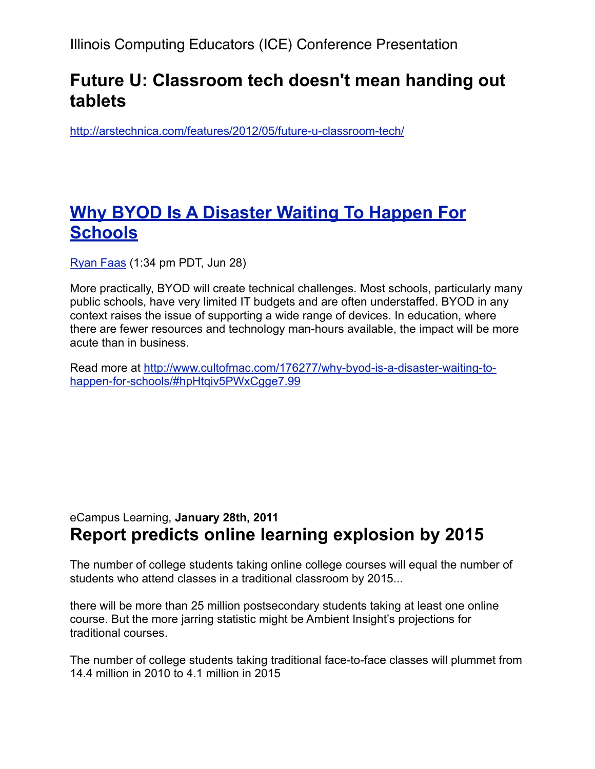Illinois Computing Educators (ICE) Conference Presentation

## Future U: Classroom tech doesn't mean handing out tablets

http://arstechnica.com/features/2012/05/future-u-classroom-tech/

## Why BYOD Is A Disaster Waiting To Happen For Schools

Ryan Faas (1:34 pm PDT, Jun 28)

More practically, BYOD will create technical challenges. Most schools, particularly many public schools, have very limited IT budgets and are often understaffed. BYOD in any context raises the issue of supporting a wide range of devices. In education, where there are fewer resources and technology man-hours available, the impact will be more acute than in business.

Read more at http://www.cultofmac.com/176277/why-byod-is-a-disaster-waiting-to-happen-for-schools/#hpHtqiv5PWxCgge7.99

eCampus Learning, **January 28th, 2011**

## Report predicts online learning explosion by 2015

The number of college students taking online college courses will equal the number of students who attend classes in a traditional classroom by 2015...

there will be more than 25 million postsecondary students taking at least one online course. But the more jarring statistic might be Ambient Insight's projections for traditional courses.

The number of college students taking traditional face-to-face classes will plummet from 14.4 million in 2010 to 4.1 million in 2015